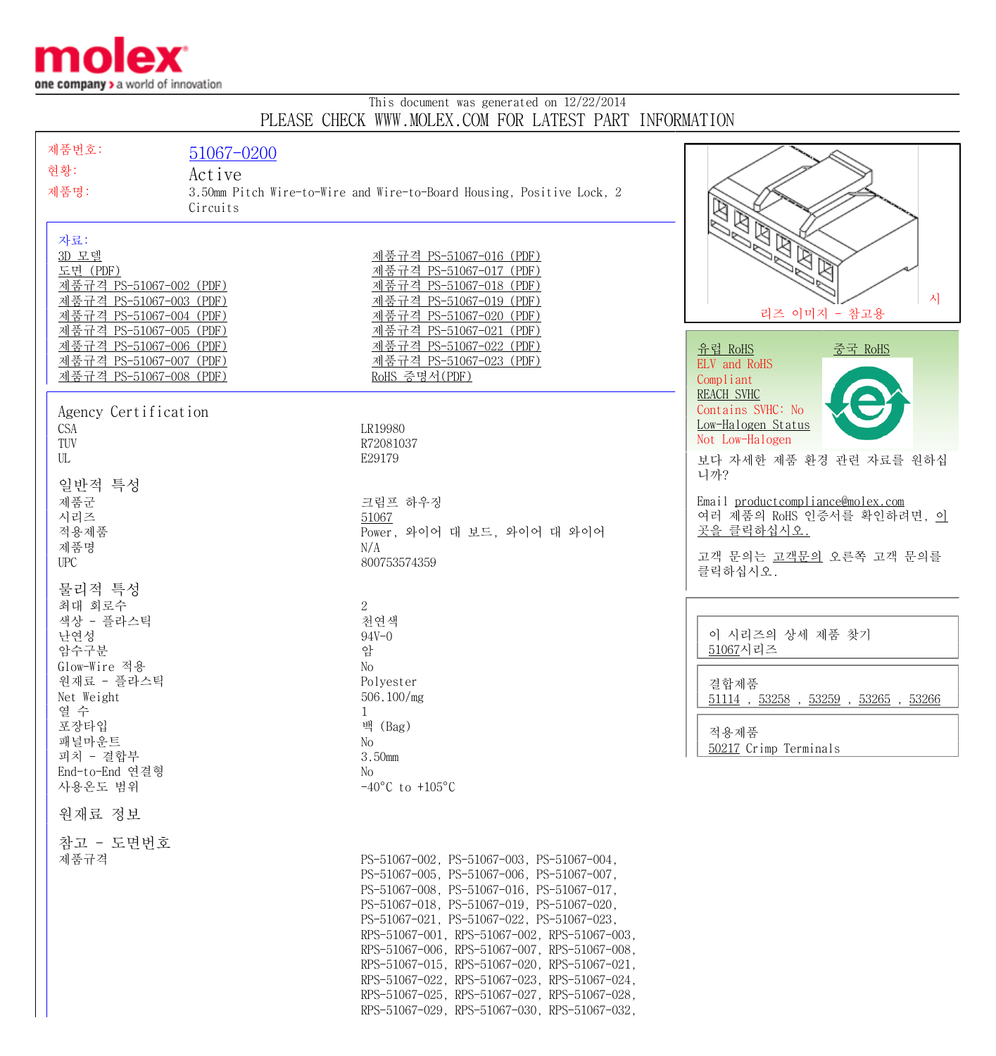This document was generated on 12/22/2014

PLEASE CHECK WWW.MOLEX.COM FOR LATEST PART INFORMATION

| | |
|---|---|
| 제품번호: | 51067-0200 |
| 현황: | Active |
| 제품명: | 3.50mm Pitch Wire-to-Wire and Wire-to-Board Housing, Positive Lock, 2 Circuits |

시리즈 이미지 - 참고용

**자료:**

- 3D 모델
- 도면 (PDF)
- 제품규격 PS-51067-002 (PDF)
- 제품규격 PS-51067-003 (PDF)
- 제품규격 PS-51067-004 (PDF)
- 제품규격 PS-51067-005 (PDF)
- 제품규격 PS-51067-006 (PDF)
- 제품규격 PS-51067-007 (PDF)
- 제품규격 PS-51067-008 (PDF)
- 제품규격 PS-51067-016 (PDF)
- 제품규격 PS-51067-017 (PDF)
- 제품규격 PS-51067-018 (PDF)
- 제품규격 PS-51067-019 (PDF)
- 제품규격 PS-51067-020 (PDF)
- 제품규격 PS-51067-021 (PDF)
- 제품규격 PS-51067-022 (PDF)
- 제품규격 PS-51067-023 (PDF)
- RoHS 증명서(PDF)

유럽 RoHS 중국 RoHS
ELV and RoHS
Compliant
REACH SVHC
Contains SVHC: No
Low-Halogen Status
Not Low-Halogen

보다 자세한 제품 환경 관련 자료를 원하십니까?

Email productcompliance@molex.com
여러 제품의 RoHS 인증서를 확인하려면, 이곳을 클릭하십시오.

고객 문의는 고객문의 오른쪽 고객 문의를 클릭하십시오.

## Agency Certification

| | |
|---|---|
| CSA | LR19980 |
| TUV | R72081037 |
| UL | E29179 |

## 일반적 특성

| | |
|---|---|
| 제품군 | 크림프 하우징 |
| 시리즈 | 51067 |
| 적용제품 | Power, 와이어 대 보드, 와이어 대 와이어 |
| 제품명 | N/A |
| UPC | 800753574359 |

## 물리적 특성

| | |
|---|---|
| 최대 회로수 | 2 |
| 색상 - 플라스틱 | 천연색 |
| 난연성 | 94V-0 |
| 암수구분 | 암 |
| Glow-Wire 적용 | No |
| 원재료 - 플라스틱 | Polyester |
| Net Weight | 506.100/mg |
| 열 수 | 1 |
| 포장타입 | 백 (Bag) |
| 패널마운트 | No |
| 피치 - 결합부 | 3.50mm |
| End-to-End 연결형 | No |
| 사용온도 범위 | -40°C to +105°C |

## 원재료 정보

## 참고 - 도면번호

| | |
|---|---|
| 제품규격 | PS-51067-002, PS-51067-003, PS-51067-004, PS-51067-005, PS-51067-006, PS-51067-007, PS-51067-008, PS-51067-016, PS-51067-017, PS-51067-018, PS-51067-019, PS-51067-020, PS-51067-021, PS-51067-022, PS-51067-023, RPS-51067-001, RPS-51067-002, RPS-51067-003, RPS-51067-006, RPS-51067-007, RPS-51067-008, RPS-51067-015, RPS-51067-020, RPS-51067-021, RPS-51067-022, RPS-51067-023, RPS-51067-024, RPS-51067-025, RPS-51067-027, RPS-51067-028, RPS-51067-029, RPS-51067-030, RPS-51067-032, |

이 시리즈의 상세 제품 찾기
51067시리즈

결합제품
51114 , 53258 , 53259 , 53265 , 53266

적용제품
50217 Crimp Terminals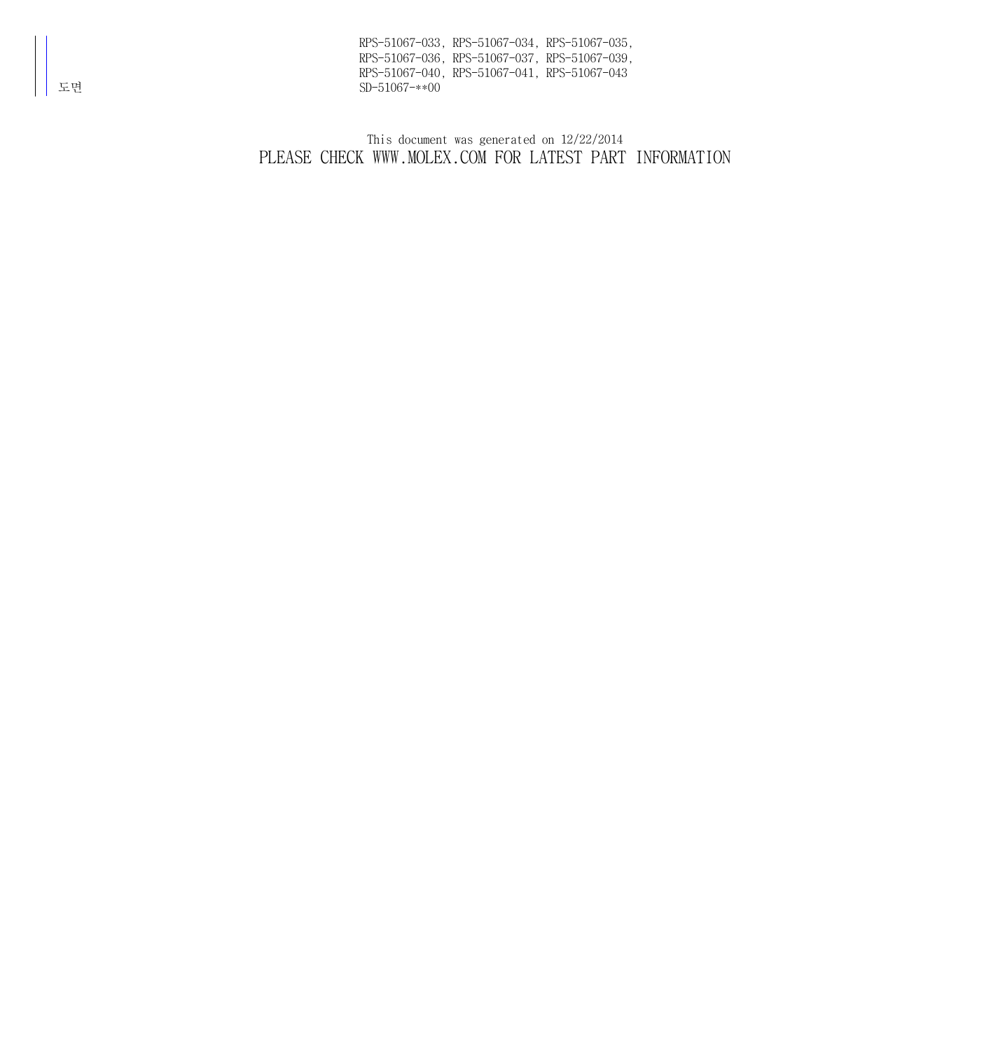도면

RPS-51067-033, RPS-51067-034, RPS-51067-035,
RPS-51067-036, RPS-51067-037, RPS-51067-039,
RPS-51067-040, RPS-51067-041, RPS-51067-043
SD-51067-**00

This document was generated on 12/22/2014

PLEASE CHECK WWW.MOLEX.COM FOR LATEST PART INFORMATION